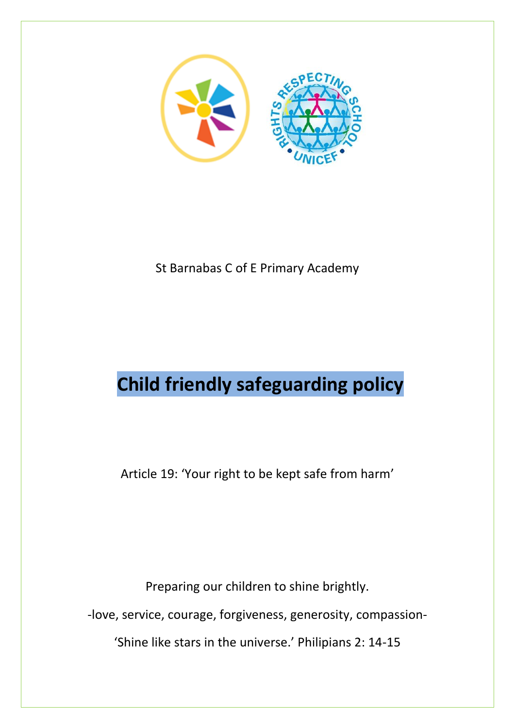St Barnabas C of E Primary Academy

# Child friendly safeguarding policy

Article 19: 'Your right to be kept safe from harm'

Preparing our children to shine brightly.

-love, service, courage, forgiveness, generosity, compassion-

'Shine like stars in the universe.' Philipians 2: 14-15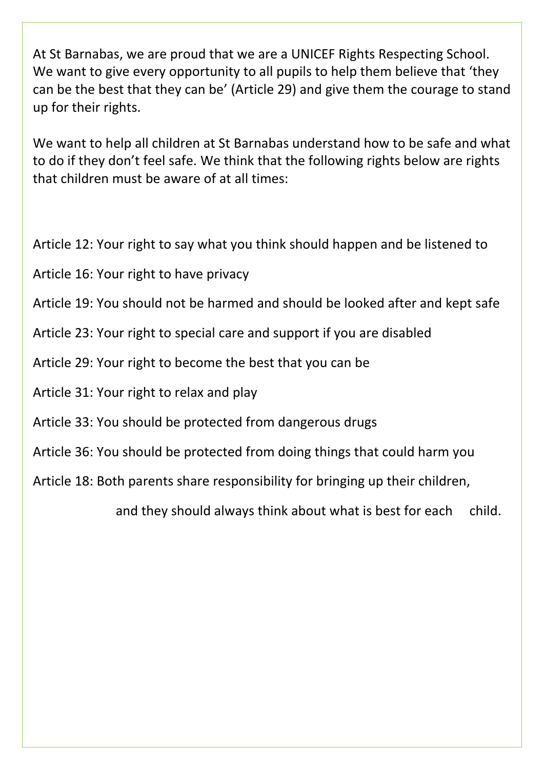At St Barnabas, we are proud that we are a UNICEF Rights Respecting School. We want to give every opportunity to all pupils to help them believe that 'they can be the best that they can be' (Article 29) and give them the courage to stand up for their rights.

We want to help all children at St Barnabas understand how to be safe and what to do if they don't feel safe. We think that the following rights below are rights that children must be aware of at all times:

Article 12: Your right to say what you think should happen and be listened to

Article 16: Your right to have privacy

Article 19: You should not be harmed and should be looked after and kept safe

Article 23: Your right to special care and support if you are disabled

Article 29: Your right to become the best that you can be

Article 31: Your right to relax and play

Article 33: You should be protected from dangerous drugs

Article 36: You should be protected from doing things that could harm you

Article 18: Both parents share responsibility for bringing up their children, and they should always think about what is best for each child.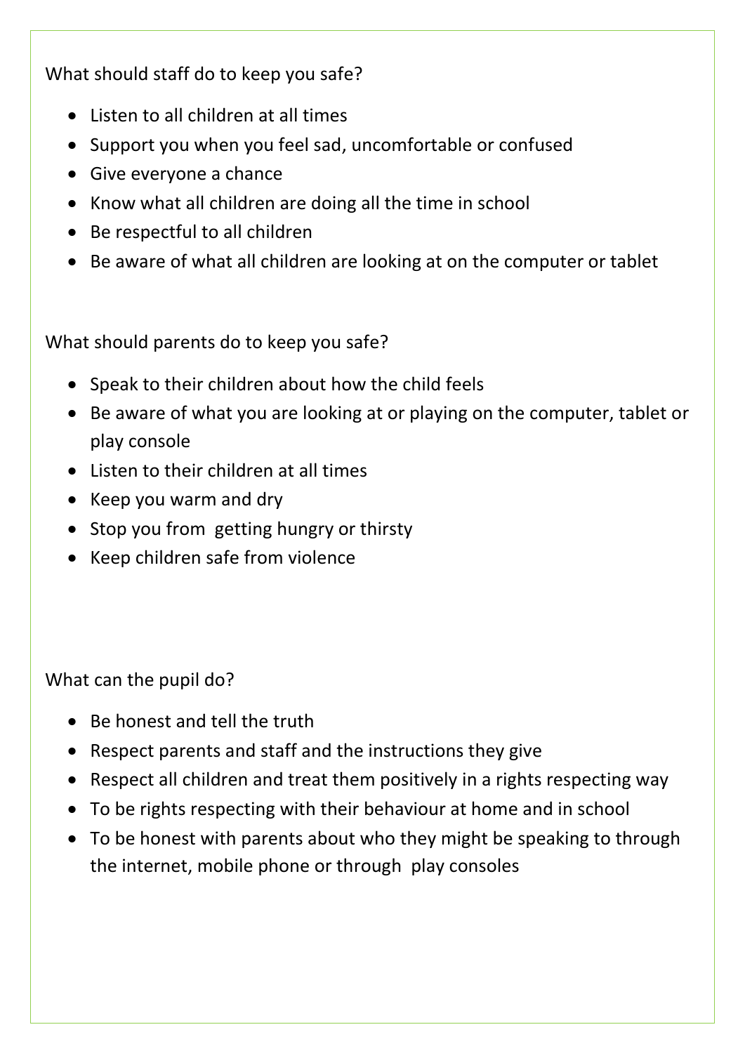What should staff do to keep you safe?

- Listen to all children at all times
- Support you when you feel sad, uncomfortable or confused
- Give everyone a chance
- Know what all children are doing all the time in school
- Be respectful to all children
- Be aware of what all children are looking at on the computer or tablet

What should parents do to keep you safe?

- Speak to their children about how the child feels
- Be aware of what you are looking at or playing on the computer, tablet or play console
- Listen to their children at all times
- Keep you warm and dry
- Stop you from getting hungry or thirsty
- Keep children safe from violence

What can the pupil do?

- Be honest and tell the truth
- Respect parents and staff and the instructions they give
- Respect all children and treat them positively in a rights respecting way
- To be rights respecting with their behaviour at home and in school
- To be honest with parents about who they might be speaking to through the internet, mobile phone or through play consoles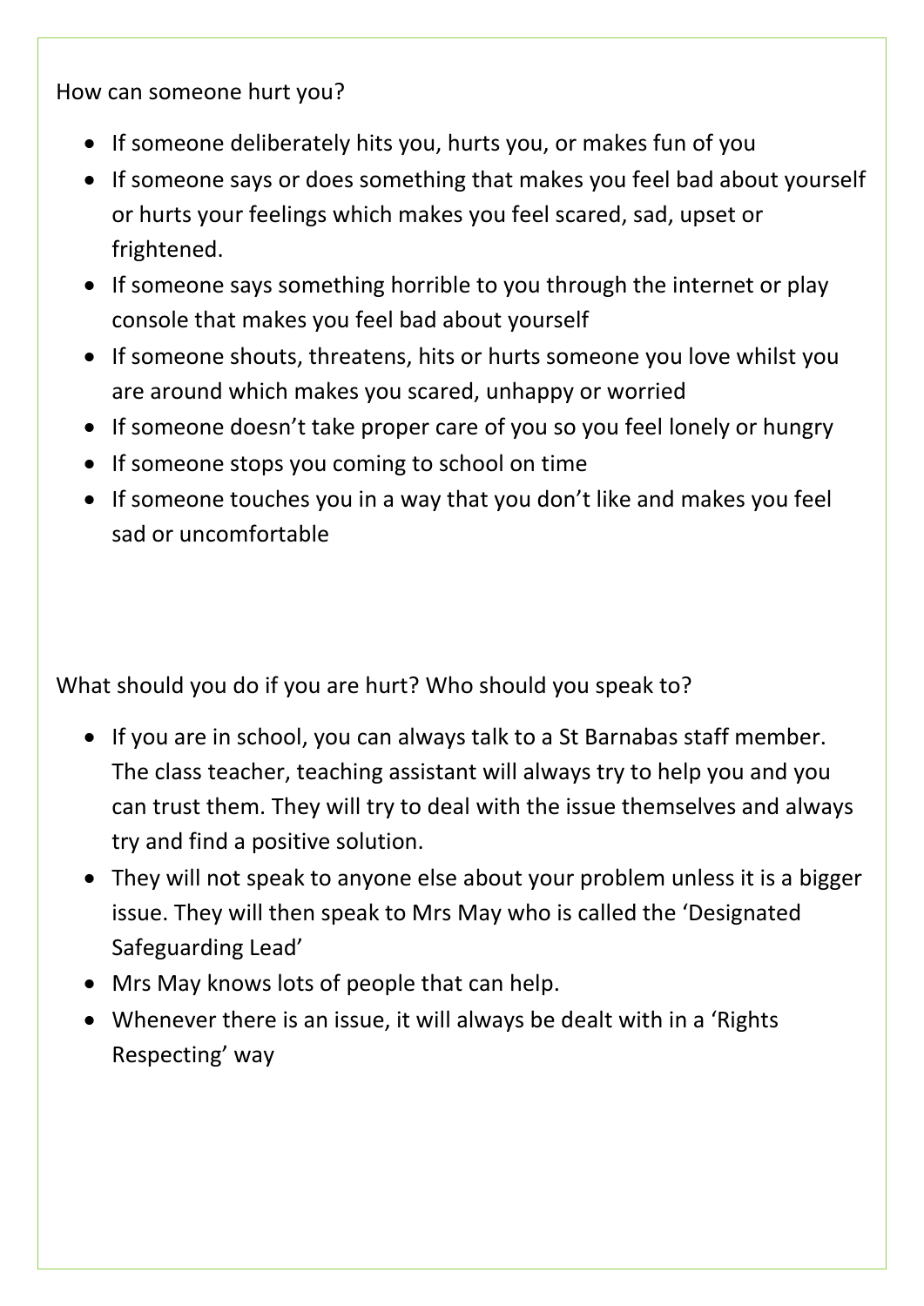How can someone hurt you?

- If someone deliberately hits you, hurts you, or makes fun of you
- If someone says or does something that makes you feel bad about yourself or hurts your feelings which makes you feel scared, sad, upset or frightened.
- If someone says something horrible to you through the internet or play console that makes you feel bad about yourself
- If someone shouts, threatens, hits or hurts someone you love whilst you are around which makes you scared, unhappy or worried
- If someone doesn't take proper care of you so you feel lonely or hungry
- If someone stops you coming to school on time
- If someone touches you in a way that you don't like and makes you feel sad or uncomfortable

What should you do if you are hurt? Who should you speak to?

- If you are in school, you can always talk to a St Barnabas staff member. The class teacher, teaching assistant will always try to help you and you can trust them. They will try to deal with the issue themselves and always try and find a positive solution.
- They will not speak to anyone else about your problem unless it is a bigger issue. They will then speak to Mrs May who is called the 'Designated Safeguarding Lead'
- Mrs May knows lots of people that can help.
- Whenever there is an issue, it will always be dealt with in a 'Rights Respecting' way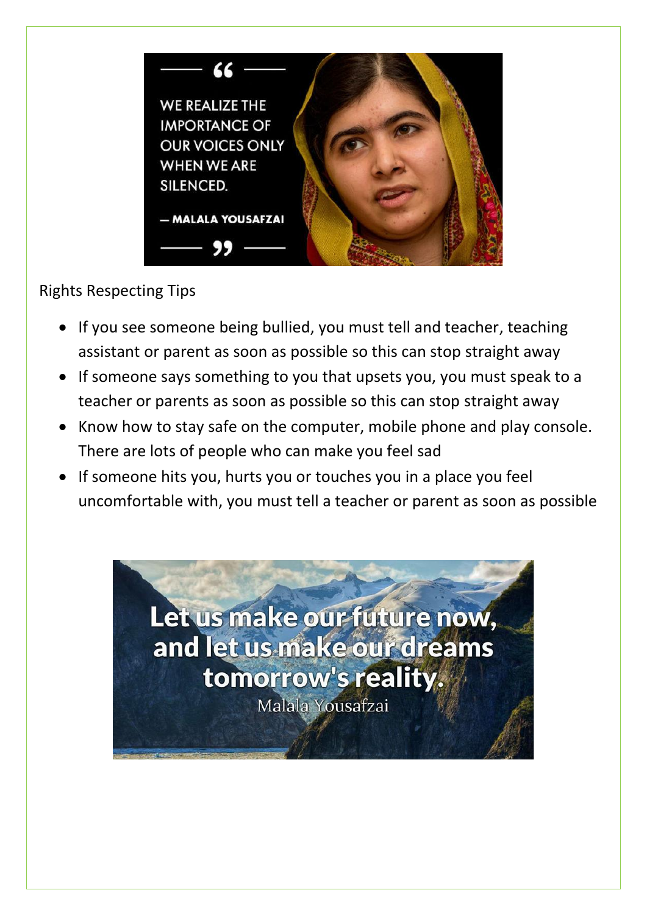WE REALIZE THE IMPORTANCE OF OUR VOICES ONLY WHEN WE ARE SILENCED.

— MALALA YOUSAFZAI

Rights Respecting Tips

- If you see someone being bullied, you must tell and teacher, teaching assistant or parent as soon as possible so this can stop straight away
- If someone says something to you that upsets you, you must speak to a teacher or parents as soon as possible so this can stop straight away
- Know how to stay safe on the computer, mobile phone and play console. There are lots of people who can make you feel sad
- If someone hits you, hurts you or touches you in a place you feel uncomfortable with, you must tell a teacher or parent as soon as possible

Let us make our future now, and let us make our dreams tomorrow's reality.

Malala Yousafzai